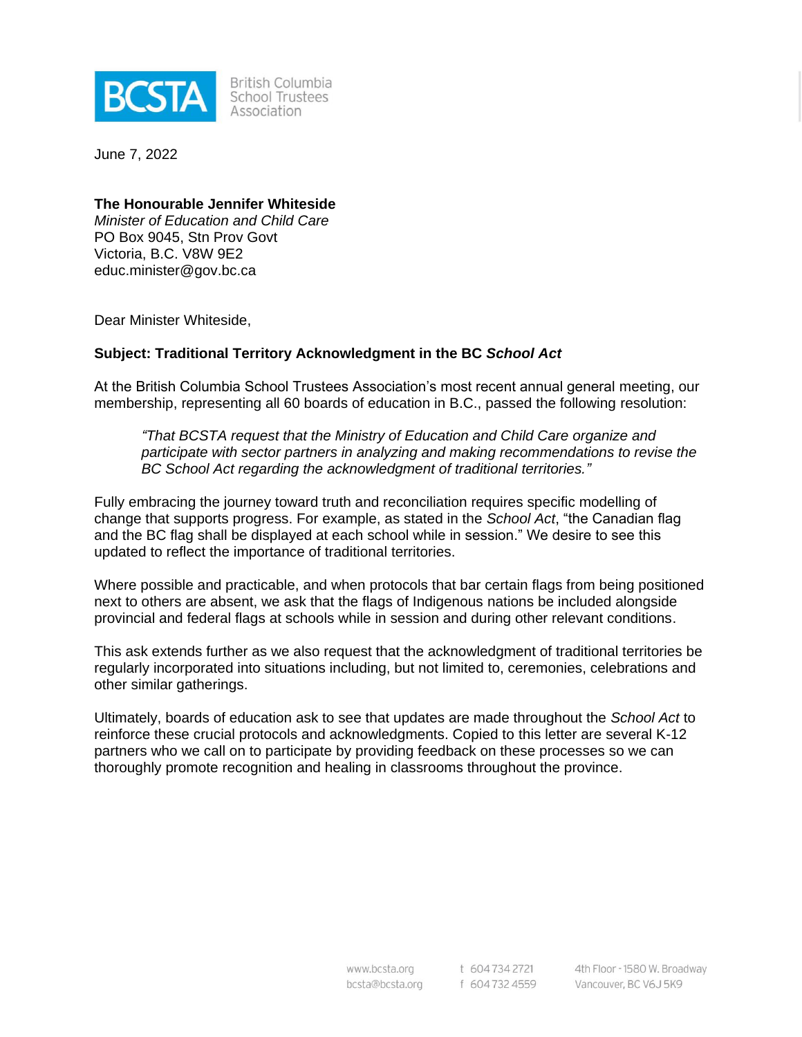**BCSTA** British Columbia School Trustees Association

June 7, 2022

**The Honourable Jennifer Whiteside**
*Minister of Education and Child Care*
PO Box 9045, Stn Prov Govt
Victoria, B.C. V8W 9E2
educ.minister@gov.bc.ca

Dear Minister Whiteside,

**Subject: Traditional Territory Acknowledgment in the BC *School Act***

At the British Columbia School Trustees Association's most recent annual general meeting, our membership, representing all 60 boards of education in B.C., passed the following resolution:

> *"That BCSTA request that the Ministry of Education and Child Care organize and participate with sector partners in analyzing and making recommendations to revise the BC School Act regarding the acknowledgment of traditional territories."*

Fully embracing the journey toward truth and reconciliation requires specific modelling of change that supports progress. For example, as stated in the *School Act*, "the Canadian flag and the BC flag shall be displayed at each school while in session." We desire to see this updated to reflect the importance of traditional territories.

Where possible and practicable, and when protocols that bar certain flags from being positioned next to others are absent, we ask that the flags of Indigenous nations be included alongside provincial and federal flags at schools while in session and during other relevant conditions.

This ask extends further as we also request that the acknowledgment of traditional territories be regularly incorporated into situations including, but not limited to, ceremonies, celebrations and other similar gatherings.

Ultimately, boards of education ask to see that updates are made throughout the *School Act* to reinforce these crucial protocols and acknowledgments. Copied to this letter are several K-12 partners who we call on to participate by providing feedback on these processes so we can thoroughly promote recognition and healing in classrooms throughout the province.

www.bcsta.org
bcsta@bcsta.org
t 604 734 2721
f 604 732 4559
4th Floor - 1580 W. Broadway
Vancouver, BC V6J 5K9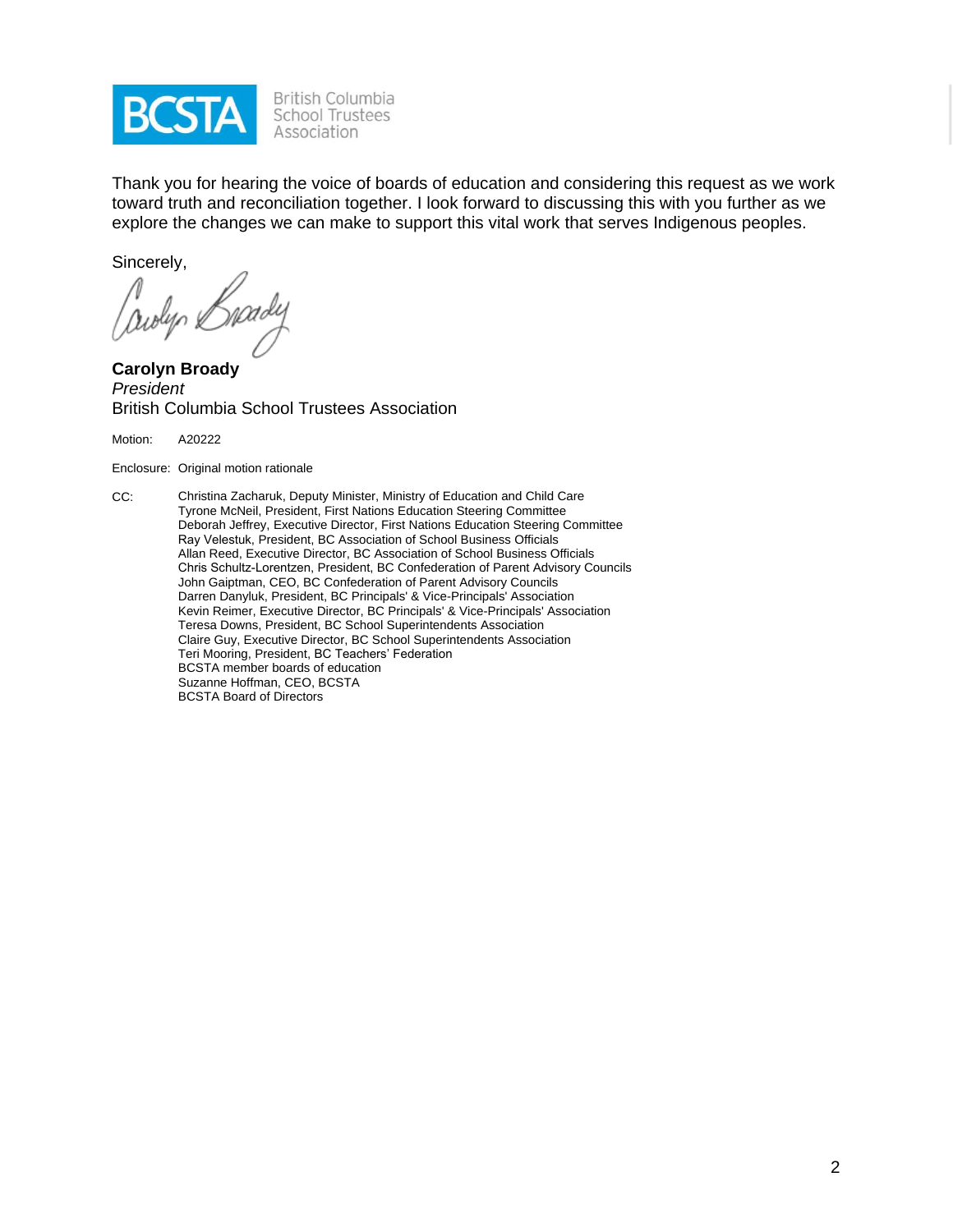BCSTA British Columbia School Trustees Association

Thank you for hearing the voice of boards of education and considering this request as we work toward truth and reconciliation together. I look forward to discussing this with you further as we explore the changes we can make to support this vital work that serves Indigenous peoples.

Sincerely,

**Carolyn Broady**
*President*
British Columbia School Trustees Association

Motion: A20222

Enclosure: Original motion rationale

CC: Christina Zacharuk, Deputy Minister, Ministry of Education and Child Care
Tyrone McNeil, President, First Nations Education Steering Committee
Deborah Jeffrey, Executive Director, First Nations Education Steering Committee
Ray Velestuk, President, BC Association of School Business Officials
Allan Reed, Executive Director, BC Association of School Business Officials
Chris Schultz-Lorentzen, President, BC Confederation of Parent Advisory Councils
John Gaiptman, CEO, BC Confederation of Parent Advisory Councils
Darren Danyluk, President, BC Principals' & Vice-Principals' Association
Kevin Reimer, Executive Director, BC Principals' & Vice-Principals' Association
Teresa Downs, President, BC School Superintendents Association
Claire Guy, Executive Director, BC School Superintendents Association
Teri Mooring, President, BC Teachers' Federation
BCSTA member boards of education
Suzanne Hoffman, CEO, BCSTA
BCSTA Board of Directors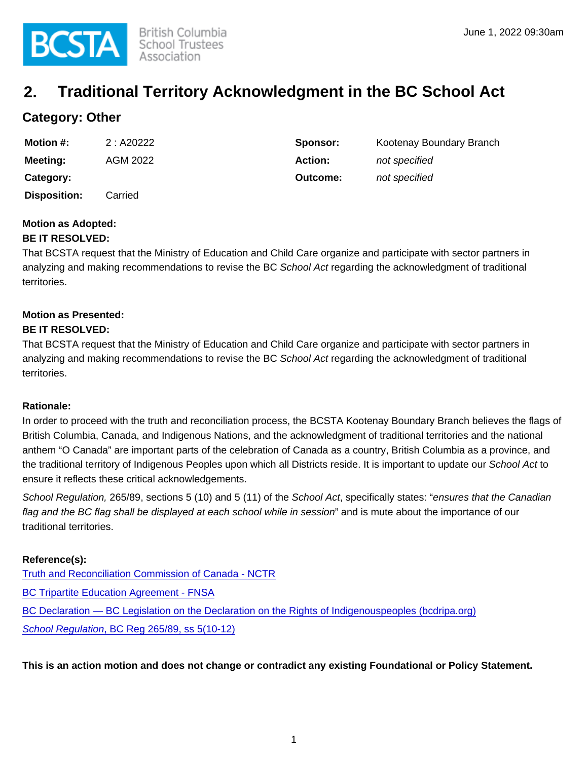## 2. Traditional Territory Acknowledgment in the BC School Act

### Category: Other

| | | | |
|---|---|---|---|
| **Motion #:** | 2 : A20222 | **Sponsor:** | Kootenay Boundary Branch |
| **Meeting:** | AGM 2022 | **Action:** | *not specified* |
| **Category:** | | **Outcome:** | *not specified* |
| **Disposition:** | Carried | | |

**Motion as Adopted:**

**BE IT RESOLVED:**

That BCSTA request that the Ministry of Education and Child Care organize and participate with sector partners in analyzing and making recommendations to revise the BC *School Act* regarding the acknowledgment of traditional territories.

**Motion as Presented:**

**BE IT RESOLVED:**

That BCSTA request that the Ministry of Education and Child Care organize and participate with sector partners in analyzing and making recommendations to revise the BC *School Act* regarding the acknowledgment of traditional territories.

**Rationale:**

In order to proceed with the truth and reconciliation process, the BCSTA Kootenay Boundary Branch believes the flags of British Columbia, Canada, and Indigenous Nations, and the acknowledgment of traditional territories and the national anthem "O Canada" are important parts of the celebration of Canada as a country, British Columbia as a province, and the traditional territory of Indigenous Peoples upon which all Districts reside. It is important to update our *School Act* to ensure it reflects these critical acknowledgements.

*School Regulation,* 265/89, sections 5 (10) and 5 (11) of the *School Act*, specifically states: "*ensures that the Canadian flag and the BC flag shall be displayed at each school while in session*" and is mute about the importance of our traditional territories.

**Reference(s):**

Truth and Reconciliation Commission of Canada - NCTR

BC Tripartite Education Agreement - FNSA

BC Declaration — BC Legislation on the Declaration on the Rights of Indigenouspeoples (bcdripa.org)

*School Regulation*, BC Reg 265/89, ss 5(10-12)

**This is an action motion and does not change or contradict any existing Foundational or Policy Statement.**